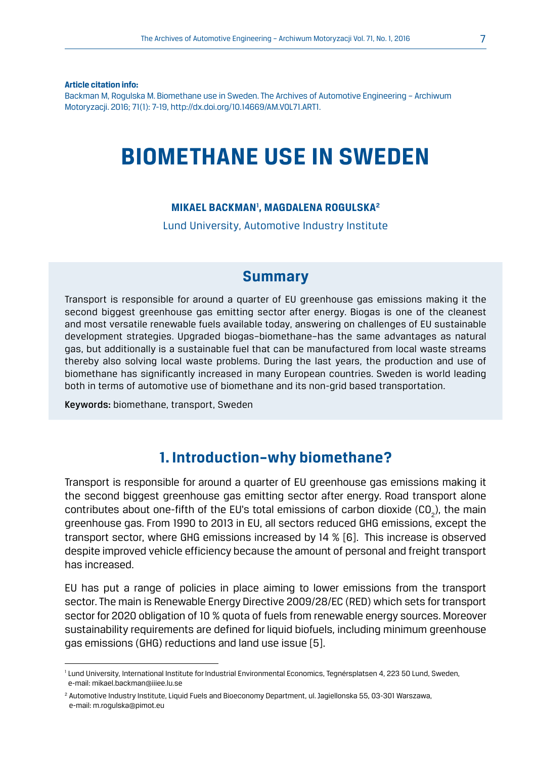**Article citation info:**
Backman M, Rogulska M. Biomethane use in Sweden. The Archives of Automotive Engineering – Archiwum Motoryzacji. 2016; 71(1): 7-19, http://dx.doi.org/10.14669/AM.VOL71.ART1.

# BIOMETHANE USE IN SWEDEN

**MIKAEL BACKMAN[1], MAGDALENA ROGULSKA[2]**

Lund University, Automotive Industry Institute

## Summary

Transport is responsible for around a quarter of EU greenhouse gas emissions making it the second biggest greenhouse gas emitting sector after energy. Biogas is one of the cleanest and most versatile renewable fuels available today, answering on challenges of EU sustainable development strategies. Upgraded biogas–biomethane–has the same advantages as natural gas, but additionally is a sustainable fuel that can be manufactured from local waste streams thereby also solving local waste problems. During the last years, the production and use of biomethane has significantly increased in many European countries. Sweden is world leading both in terms of automotive use of biomethane and its non-grid based transportation.

**Keywords:** biomethane, transport, Sweden

## 1. Introduction–why biomethane?

Transport is responsible for around a quarter of EU greenhouse gas emissions making it the second biggest greenhouse gas emitting sector after energy. Road transport alone contributes about one-fifth of the EU's total emissions of carbon dioxide ($CO_2$), the main greenhouse gas. From 1990 to 2013 in EU, all sectors reduced GHG emissions, except the transport sector, where GHG emissions increased by 14 % [6]. This increase is observed despite improved vehicle efficiency because the amount of personal and freight transport has increased.

EU has put a range of policies in place aiming to lower emissions from the transport sector. The main is Renewable Energy Directive 2009/28/EC (RED) which sets for transport sector for 2020 obligation of 10 % quota of fuels from renewable energy sources. Moreover sustainability requirements are defined for liquid biofuels, including minimum greenhouse gas emissions (GHG) reductions and land use issue [5].

---

[1] Lund University, International Institute for Industrial Environmental Economics, Tegnérsplatsen 4, 223 50 Lund, Sweden, e-mail: mikael.backman@iiiee.lu.se

[2] Automotive Industry Institute, Liquid Fuels and Bioeconomy Department, ul. Jagiellonska 55, 03-301 Warszawa, e-mail: m.rogulska@pimot.eu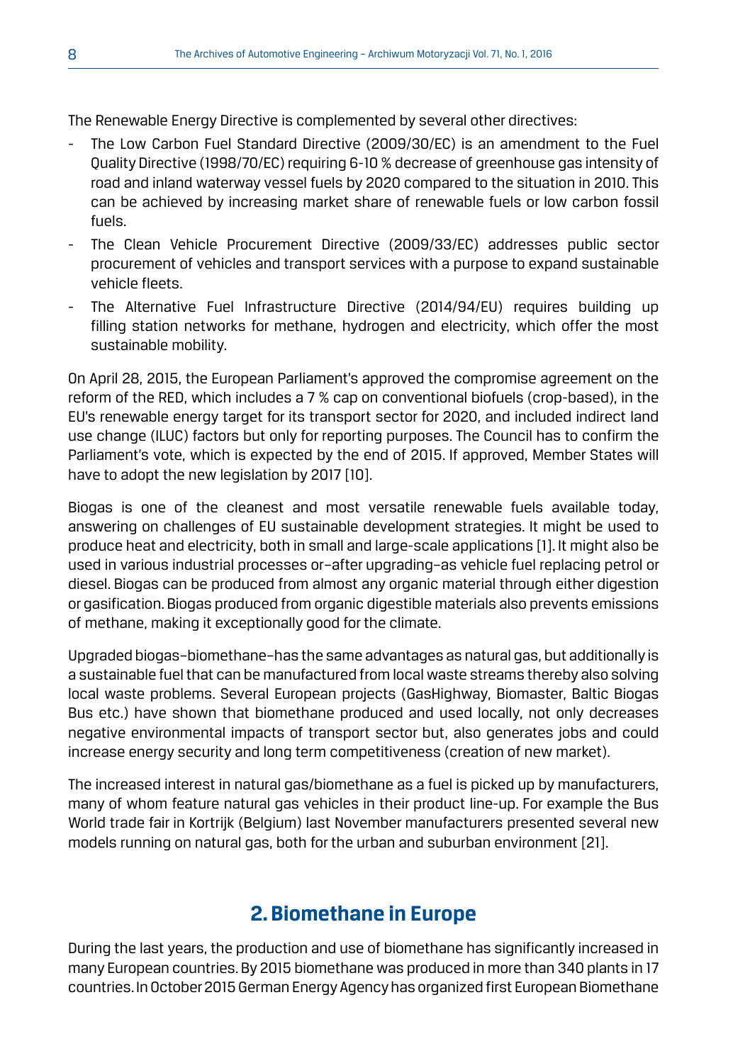The Renewable Energy Directive is complemented by several other directives:

- The Low Carbon Fuel Standard Directive (2009/30/EC) is an amendment to the Fuel Quality Directive (1998/70/EC) requiring 6-10 % decrease of greenhouse gas intensity of road and inland waterway vessel fuels by 2020 compared to the situation in 2010. This can be achieved by increasing market share of renewable fuels or low carbon fossil fuels.
- The Clean Vehicle Procurement Directive (2009/33/EC) addresses public sector procurement of vehicles and transport services with a purpose to expand sustainable vehicle fleets.
- The Alternative Fuel Infrastructure Directive (2014/94/EU) requires building up filling station networks for methane, hydrogen and electricity, which offer the most sustainable mobility.

On April 28, 2015, the European Parliament's approved the compromise agreement on the reform of the RED, which includes a 7 % cap on conventional biofuels (crop-based), in the EU's renewable energy target for its transport sector for 2020, and included indirect land use change (ILUC) factors but only for reporting purposes. The Council has to confirm the Parliament's vote, which is expected by the end of 2015. If approved, Member States will have to adopt the new legislation by 2017 [10].

Biogas is one of the cleanest and most versatile renewable fuels available today, answering on challenges of EU sustainable development strategies. It might be used to produce heat and electricity, both in small and large-scale applications [1]. It might also be used in various industrial processes or–after upgrading–as vehicle fuel replacing petrol or diesel. Biogas can be produced from almost any organic material through either digestion or gasification. Biogas produced from organic digestible materials also prevents emissions of methane, making it exceptionally good for the climate.

Upgraded biogas–biomethane–has the same advantages as natural gas, but additionally is a sustainable fuel that can be manufactured from local waste streams thereby also solving local waste problems. Several European projects (GasHighway, Biomaster, Baltic Biogas Bus etc.) have shown that biomethane produced and used locally, not only decreases negative environmental impacts of transport sector but, also generates jobs and could increase energy security and long term competitiveness (creation of new market).

The increased interest in natural gas/biomethane as a fuel is picked up by manufacturers, many of whom feature natural gas vehicles in their product line-up. For example the Bus World trade fair in Kortrijk (Belgium) last November manufacturers presented several new models running on natural gas, both for the urban and suburban environment [21].

## 2. Biomethane in Europe

During the last years, the production and use of biomethane has significantly increased in many European countries. By 2015 biomethane was produced in more than 340 plants in 17 countries. In October 2015 German Energy Agency has organized first European Biomethane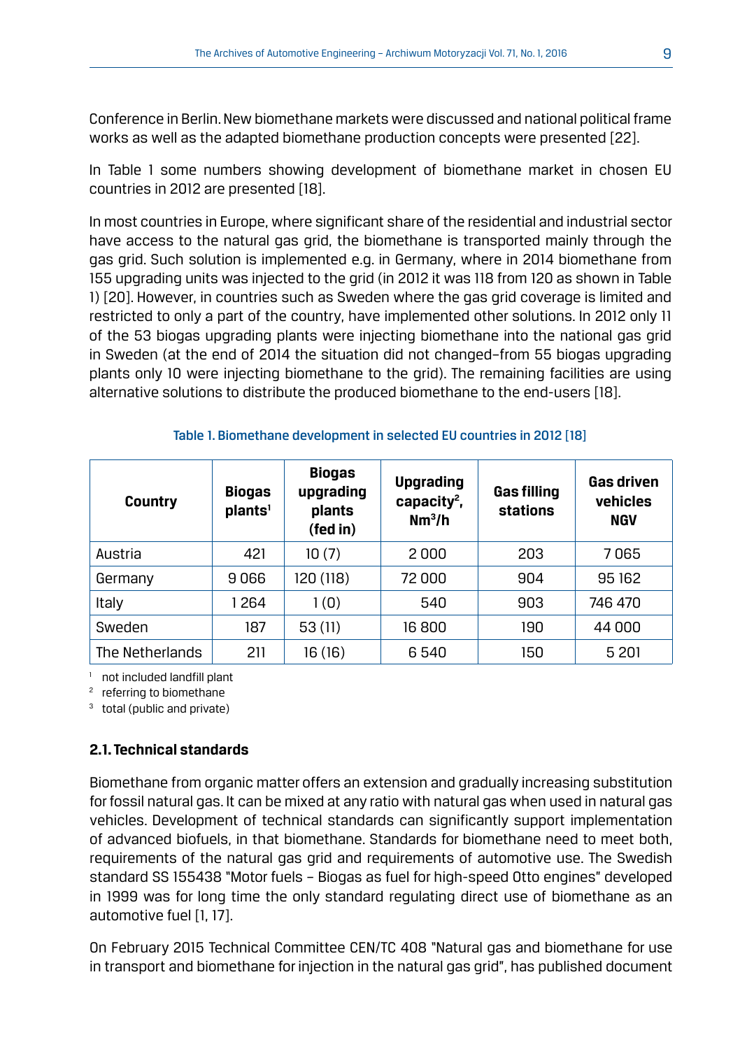Conference in Berlin. New biomethane markets were discussed and national political frame works as well as the adapted biomethane production concepts were presented [22].

In Table 1 some numbers showing development of biomethane market in chosen EU countries in 2012 are presented [18].

In most countries in Europe, where significant share of the residential and industrial sector have access to the natural gas grid, the biomethane is transported mainly through the gas grid. Such solution is implemented e.g. in Germany, where in 2014 biomethane from 155 upgrading units was injected to the grid (in 2012 it was 118 from 120 as shown in Table 1) [20]. However, in countries such as Sweden where the gas grid coverage is limited and restricted to only a part of the country, have implemented other solutions. In 2012 only 11 of the 53 biogas upgrading plants were injecting biomethane into the national gas grid in Sweden (at the end of 2014 the situation did not changed–from 55 biogas upgrading plants only 10 were injecting biomethane to the grid). The remaining facilities are using alternative solutions to distribute the produced biomethane to the end-users [18].

Table 1. Biomethane development in selected EU countries in 2012 [18]

| Country | Biogas plants[1] | Biogas upgrading plants (fed in) | Upgrading capacity[2], $Nm^3/h$ | Gas filling stations | Gas driven vehicles NGV |
|---|---|---|---|---|---|
| Austria | 421 | 10 (7) | 2 000 | 203 | 7 065 |
| Germany | 9 066 | 120 (118) | 72 000 | 904 | 95 162 |
| Italy | 1 264 | 1 (0) | 540 | 903 | 746 470 |
| Sweden | 187 | 53 (11) | 16 800 | 190 | 44 000 |
| The Netherlands | 211 | 16 (16) | 6 540 | 150 | 5 201 |

[1] not included landfill plant
[2] referring to biomethane
[3] total (public and private)

### 2.1. Technical standards

Biomethane from organic matter offers an extension and gradually increasing substitution for fossil natural gas. It can be mixed at any ratio with natural gas when used in natural gas vehicles. Development of technical standards can significantly support implementation of advanced biofuels, in that biomethane. Standards for biomethane need to meet both, requirements of the natural gas grid and requirements of automotive use. The Swedish standard SS 155438 "Motor fuels – Biogas as fuel for high-speed Otto engines" developed in 1999 was for long time the only standard regulating direct use of biomethane as an automotive fuel [1, 17].

On February 2015 Technical Committee CEN/TC 408 "Natural gas and biomethane for use in transport and biomethane for injection in the natural gas grid", has published document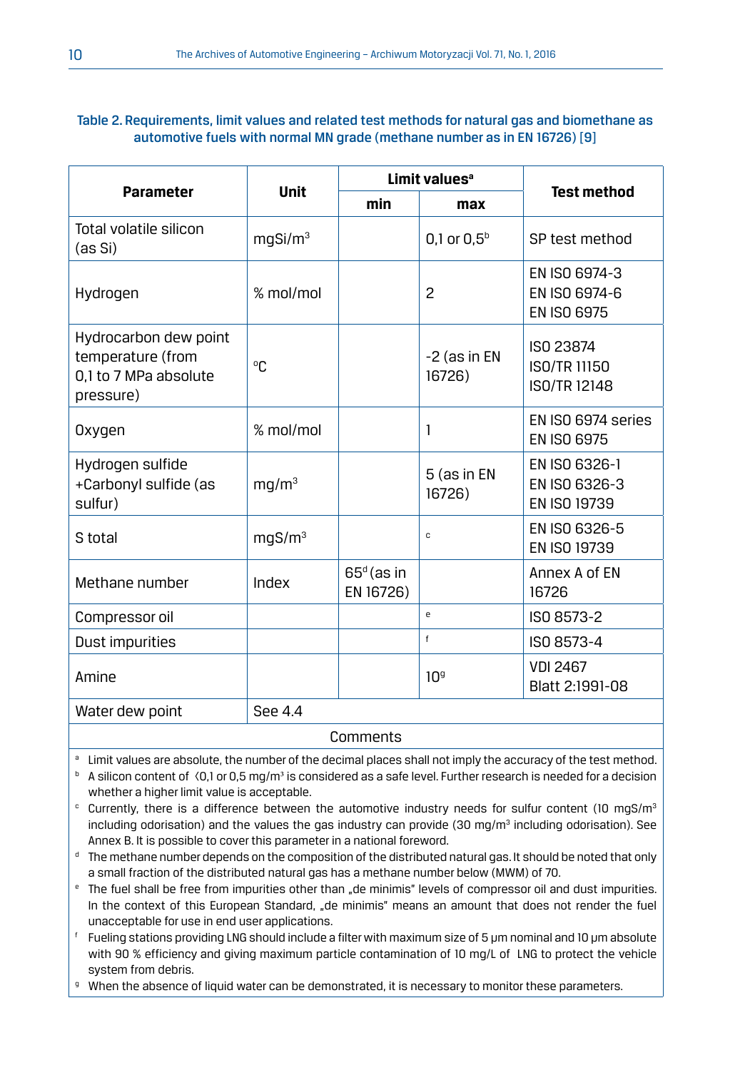**Table 2. Requirements, limit values and related test methods for natural gas and biomethane as automotive fuels with normal MN grade (methane number as in EN 16726) [9]**

| Parameter | Unit | Limit values[a] | | Test method |
|---|---|---|---|---|
| | | min | max | |
| Total volatile silicon (as Si) | mgSi/m$^3$ | | 0,1 or 0,5[b] | SP test method |
| Hydrogen | % mol/mol | | 2 | EN ISO 6974-3<br>EN ISO 6974-6<br>EN ISO 6975 |
| Hydrocarbon dew point temperature (from 0,1 to 7 MPa absolute pressure) | °C | | -2 (as in EN 16726) | ISO 23874<br>ISO/TR 11150<br>ISO/TR 12148 |
| Oxygen | % mol/mol | | 1 | EN ISO 6974 series<br>EN ISO 6975 |
| Hydrogen sulfide +Carbonyl sulfide (as sulfur) | mg/m$^3$ | | 5 (as in EN 16726) | EN ISO 6326-1<br>EN ISO 6326-3<br>EN ISO 19739 |
| S total | mgS/m$^3$ | | [c] | EN ISO 6326-5<br>EN ISO 19739 |
| Methane number | Index | 65[d] (as in EN 16726) | | Annex A of EN 16726 |
| Compressor oil | | | [e] | ISO 8573-2 |
| Dust impurities | | | [f] | ISO 8573-4 |
| Amine | | | 10[g] | VDI 2467<br>Blatt 2:1991-08 |
| Water dew point | See 4.4 | | | |

Comments

[a] Limit values are absolute, the number of the decimal places shall not imply the accuracy of the test method.

[b] A silicon content of 〈0,1 or 0,5 mg/m$^3$ is considered as a safe level. Further research is needed for a decision whether a higher limit value is acceptable.

[c] Currently, there is a difference between the automotive industry needs for sulfur content (10 mgS/m$^3$ including odorisation) and the values the gas industry can provide (30 mg/m$^3$ including odorisation). See Annex B. It is possible to cover this parameter in a national foreword.

[d] The methane number depends on the composition of the distributed natural gas. It should be noted that only a small fraction of the distributed natural gas has a methane number below (MWM) of 70.

[e] The fuel shall be free from impurities other than „de minimis" levels of compressor oil and dust impurities. In the context of this European Standard, „de minimis" means an amount that does not render the fuel unacceptable for use in end user applications.

[f] Fueling stations providing LNG should include a filter with maximum size of 5 μm nominal and 10 μm absolute with 90 % efficiency and giving maximum particle contamination of 10 mg/L of LNG to protect the vehicle system from debris.

[g] When the absence of liquid water can be demonstrated, it is necessary to monitor these parameters.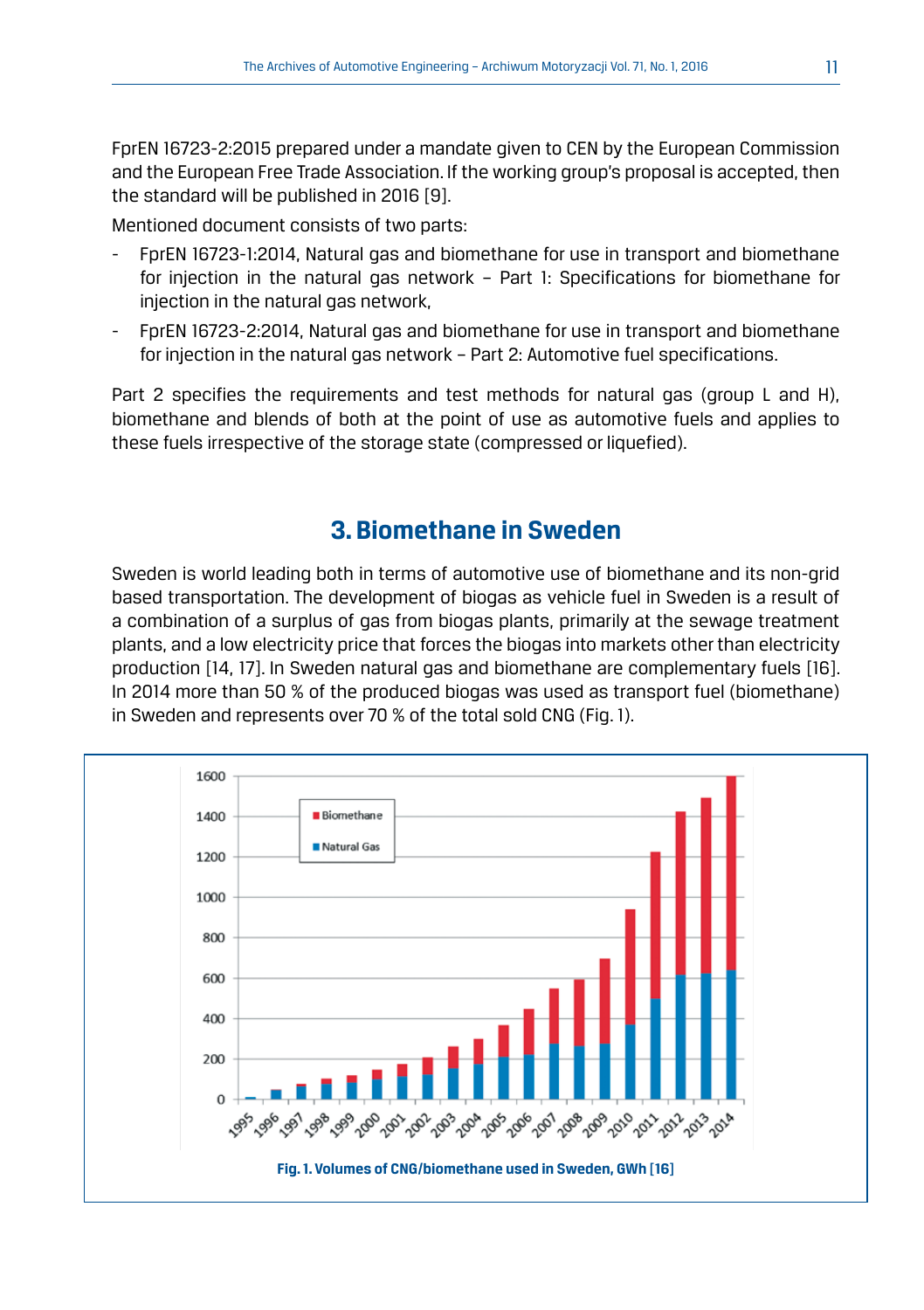FprEN 16723-2:2015 prepared under a mandate given to CEN by the European Commission and the European Free Trade Association. If the working group's proposal is accepted, then the standard will be published in 2016 [9].

Mentioned document consists of two parts:

- FprEN 16723-1:2014, Natural gas and biomethane for use in transport and biomethane for injection in the natural gas network – Part 1: Specifications for biomethane for injection in the natural gas network,
- FprEN 16723-2:2014, Natural gas and biomethane for use in transport and biomethane for injection in the natural gas network – Part 2: Automotive fuel specifications.

Part 2 specifies the requirements and test methods for natural gas (group L and H), biomethane and blends of both at the point of use as automotive fuels and applies to these fuels irrespective of the storage state (compressed or liquefied).

## 3. Biomethane in Sweden

Sweden is world leading both in terms of automotive use of biomethane and its non-grid based transportation. The development of biogas as vehicle fuel in Sweden is a result of a combination of a surplus of gas from biogas plants, primarily at the sewage treatment plants, and a low electricity price that forces the biogas into markets other than electricity production [14, 17]. In Sweden natural gas and biomethane are complementary fuels [16]. In 2014 more than 50 % of the produced biogas was used as transport fuel (biomethane) in Sweden and represents over 70 % of the total sold CNG (Fig. 1).

**Fig. 1. Volumes of CNG/biomethane used in Sweden, GWh [16]**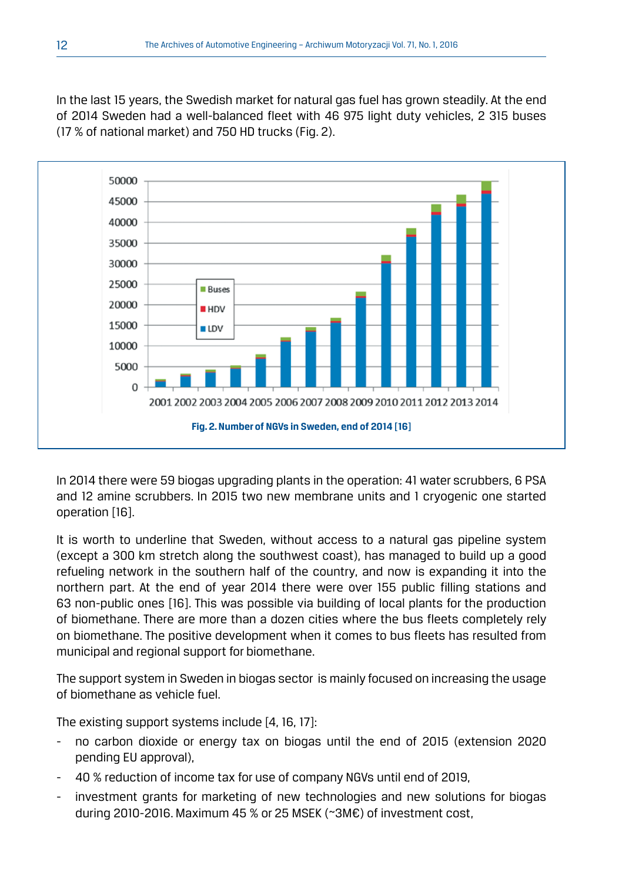In the last 15 years, the Swedish market for natural gas fuel has grown steadily. At the end of 2014 Sweden had a well-balanced fleet with 46 975 light duty vehicles, 2 315 buses (17 % of national market) and 750 HD trucks (Fig. 2).

**Fig. 2. Number of NGVs in Sweden, end of 2014 [16]**

In 2014 there were 59 biogas upgrading plants in the operation: 41 water scrubbers, 6 PSA and 12 amine scrubbers. In 2015 two new membrane units and 1 cryogenic one started operation [16].

It is worth to underline that Sweden, without access to a natural gas pipeline system (except a 300 km stretch along the southwest coast), has managed to build up a good refueling network in the southern half of the country, and now is expanding it into the northern part. At the end of year 2014 there were over 155 public filling stations and 63 non-public ones [16]. This was possible via building of local plants for the production of biomethane. There are more than a dozen cities where the bus fleets completely rely on biomethane. The positive development when it comes to bus fleets has resulted from municipal and regional support for biomethane.

The support system in Sweden in biogas sector is mainly focused on increasing the usage of biomethane as vehicle fuel.

The existing support systems include [4, 16, 17]:

- no carbon dioxide or energy tax on biogas until the end of 2015 (extension 2020 pending EU approval),
- 40 % reduction of income tax for use of company NGVs until end of 2019,
- investment grants for marketing of new technologies and new solutions for biogas during 2010-2016. Maximum 45 % or 25 MSEK (~3M€) of investment cost,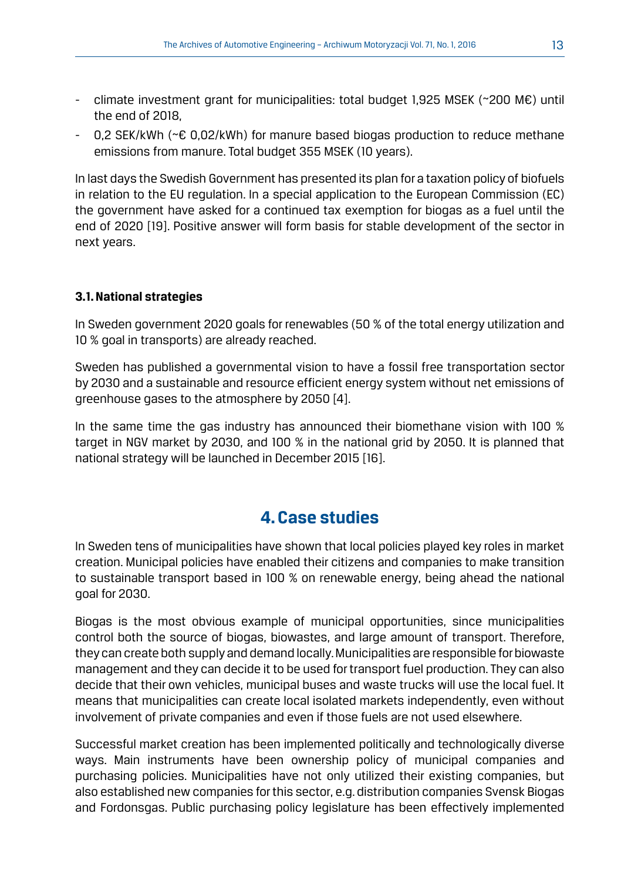- climate investment grant for municipalities: total budget 1,925 MSEK (~200 M€) until the end of 2018,
- 0,2 SEK/kWh (~€ 0,02/kWh) for manure based biogas production to reduce methane emissions from manure. Total budget 355 MSEK (10 years).

In last days the Swedish Government has presented its plan for a taxation policy of biofuels in relation to the EU regulation. In a special application to the European Commission (EC) the government have asked for a continued tax exemption for biogas as a fuel until the end of 2020 [19]. Positive answer will form basis for stable development of the sector in next years.

### 3.1. National strategies

In Sweden government 2020 goals for renewables (50 % of the total energy utilization and 10 % goal in transports) are already reached.

Sweden has published a governmental vision to have a fossil free transportation sector by 2030 and a sustainable and resource efficient energy system without net emissions of greenhouse gases to the atmosphere by 2050 [4].

In the same time the gas industry has announced their biomethane vision with 100 % target in NGV market by 2030, and 100 % in the national grid by 2050. It is planned that national strategy will be launched in December 2015 [16].

## 4. Case studies

In Sweden tens of municipalities have shown that local policies played key roles in market creation. Municipal policies have enabled their citizens and companies to make transition to sustainable transport based in 100 % on renewable energy, being ahead the national goal for 2030.

Biogas is the most obvious example of municipal opportunities, since municipalities control both the source of biogas, biowastes, and large amount of transport. Therefore, they can create both supply and demand locally. Municipalities are responsible for biowaste management and they can decide it to be used for transport fuel production. They can also decide that their own vehicles, municipal buses and waste trucks will use the local fuel. It means that municipalities can create local isolated markets independently, even without involvement of private companies and even if those fuels are not used elsewhere.

Successful market creation has been implemented politically and technologically diverse ways. Main instruments have been ownership policy of municipal companies and purchasing policies. Municipalities have not only utilized their existing companies, but also established new companies for this sector, e.g. distribution companies Svensk Biogas and Fordonsgas. Public purchasing policy legislature has been effectively implemented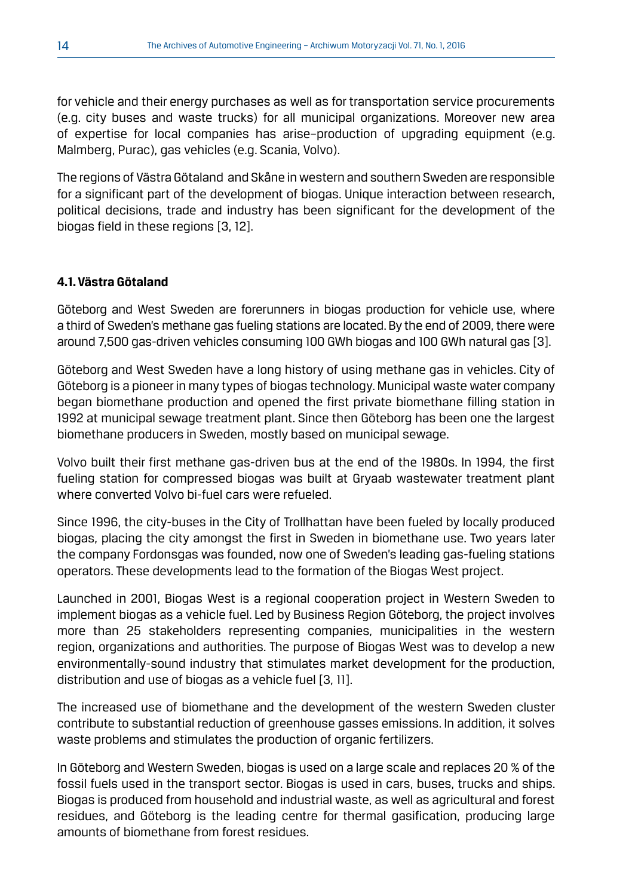for vehicle and their energy purchases as well as for transportation service procurements (e.g. city buses and waste trucks) for all municipal organizations. Moreover new area of expertise for local companies has arise–production of upgrading equipment (e.g. Malmberg, Purac), gas vehicles (e.g. Scania, Volvo).

The regions of Västra Götaland and Skåne in western and southern Sweden are responsible for a significant part of the development of biogas. Unique interaction between research, political decisions, trade and industry has been significant for the development of the biogas field in these regions [3, 12].

### 4.1. Västra Götaland

Göteborg and West Sweden are forerunners in biogas production for vehicle use, where a third of Sweden's methane gas fueling stations are located. By the end of 2009, there were around 7,500 gas-driven vehicles consuming 100 GWh biogas and 100 GWh natural gas [3].

Göteborg and West Sweden have a long history of using methane gas in vehicles. City of Göteborg is a pioneer in many types of biogas technology. Municipal waste water company began biomethane production and opened the first private biomethane filling station in 1992 at municipal sewage treatment plant. Since then Göteborg has been one the largest biomethane producers in Sweden, mostly based on municipal sewage.

Volvo built their first methane gas-driven bus at the end of the 1980s. In 1994, the first fueling station for compressed biogas was built at Gryaab wastewater treatment plant where converted Volvo bi-fuel cars were refueled.

Since 1996, the city-buses in the City of Trollhattan have been fueled by locally produced biogas, placing the city amongst the first in Sweden in biomethane use. Two years later the company Fordonsgas was founded, now one of Sweden's leading gas-fueling stations operators. These developments lead to the formation of the Biogas West project.

Launched in 2001, Biogas West is a regional cooperation project in Western Sweden to implement biogas as a vehicle fuel. Led by Business Region Göteborg, the project involves more than 25 stakeholders representing companies, municipalities in the western region, organizations and authorities. The purpose of Biogas West was to develop a new environmentally-sound industry that stimulates market development for the production, distribution and use of biogas as a vehicle fuel [3, 11].

The increased use of biomethane and the development of the western Sweden cluster contribute to substantial reduction of greenhouse gasses emissions. In addition, it solves waste problems and stimulates the production of organic fertilizers.

In Göteborg and Western Sweden, biogas is used on a large scale and replaces 20 % of the fossil fuels used in the transport sector. Biogas is used in cars, buses, trucks and ships. Biogas is produced from household and industrial waste, as well as agricultural and forest residues, and Göteborg is the leading centre for thermal gasification, producing large amounts of biomethane from forest residues.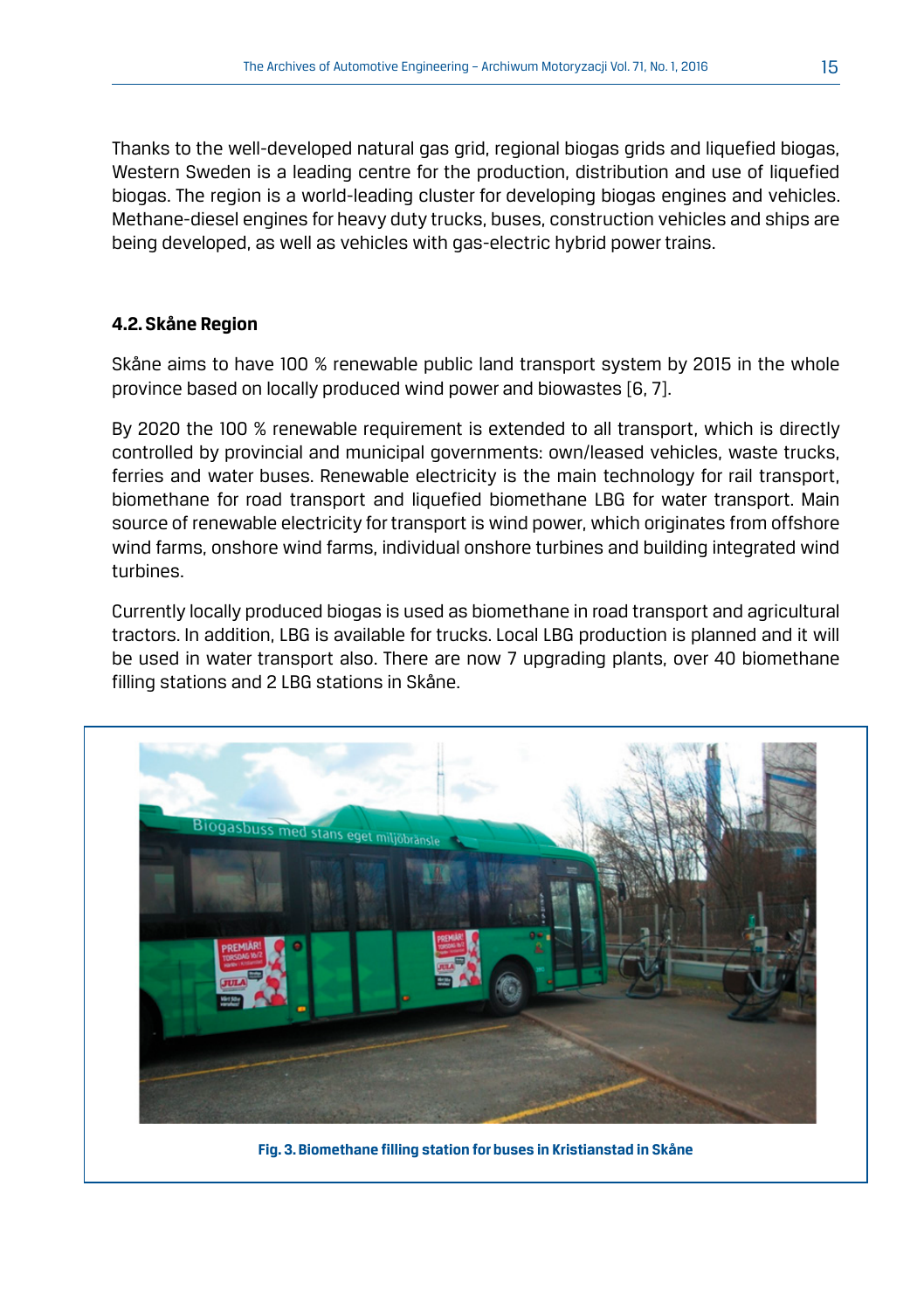Thanks to the well-developed natural gas grid, regional biogas grids and liquefied biogas, Western Sweden is a leading centre for the production, distribution and use of liquefied biogas. The region is a world-leading cluster for developing biogas engines and vehicles. Methane-diesel engines for heavy duty trucks, buses, construction vehicles and ships are being developed, as well as vehicles with gas-electric hybrid power trains.

### 4.2. Skåne Region

Skåne aims to have 100 % renewable public land transport system by 2015 in the whole province based on locally produced wind power and biowastes [6, 7].

By 2020 the 100 % renewable requirement is extended to all transport, which is directly controlled by provincial and municipal governments: own/leased vehicles, waste trucks, ferries and water buses. Renewable electricity is the main technology for rail transport, biomethane for road transport and liquefied biomethane LBG for water transport. Main source of renewable electricity for transport is wind power, which originates from offshore wind farms, onshore wind farms, individual onshore turbines and building integrated wind turbines.

Currently locally produced biogas is used as biomethane in road transport and agricultural tractors. In addition, LBG is available for trucks. Local LBG production is planned and it will be used in water transport also. There are now 7 upgrading plants, over 40 biomethane filling stations and 2 LBG stations in Skåne.

**Fig. 3. Biomethane filling station for buses in Kristianstad in Skåne**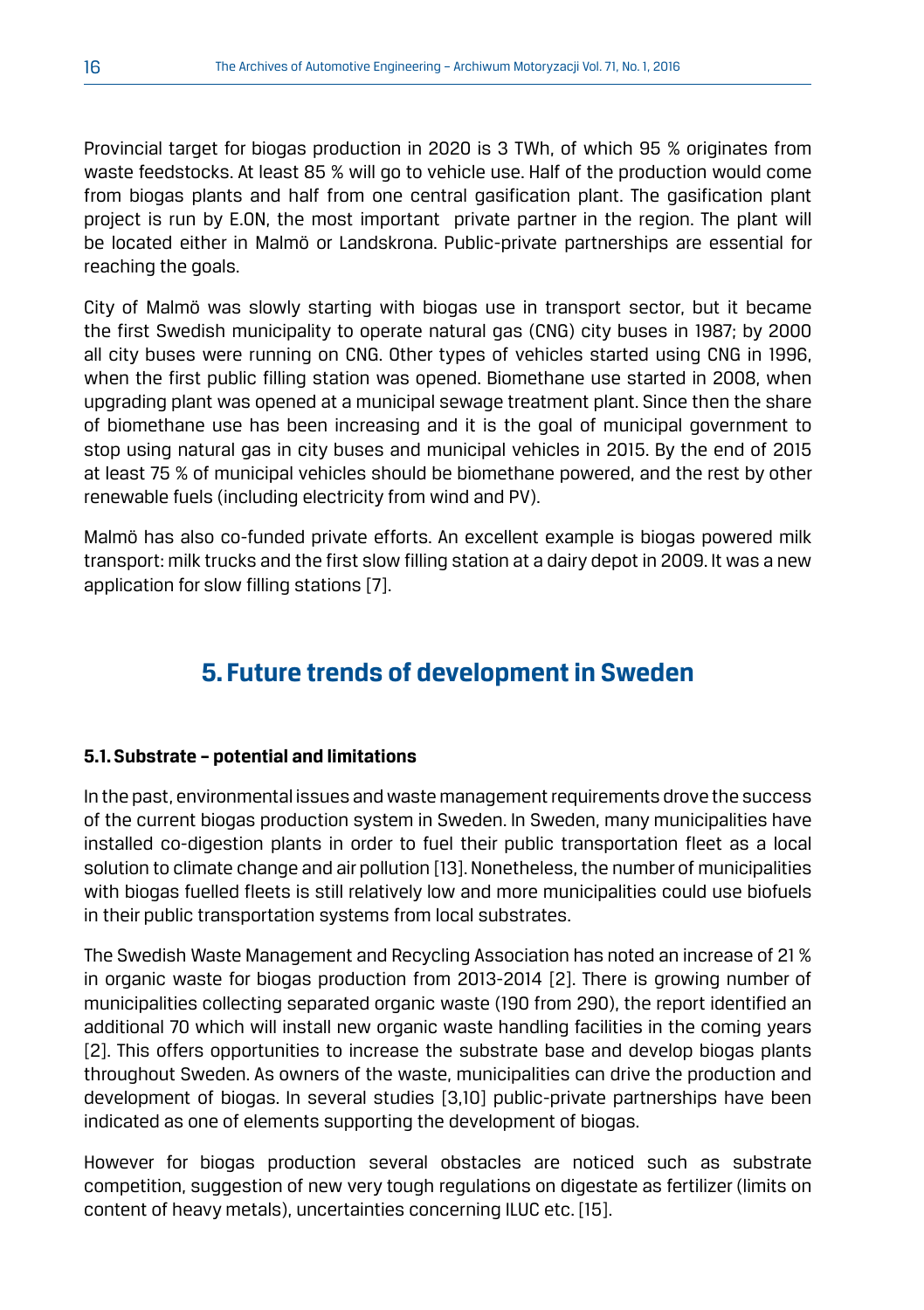Provincial target for biogas production in 2020 is 3 TWh, of which 95 % originates from waste feedstocks. At least 85 % will go to vehicle use. Half of the production would come from biogas plants and half from one central gasification plant. The gasification plant project is run by E.ON, the most important  private partner in the region. The plant will be located either in Malmö or Landskrona. Public-private partnerships are essential for reaching the goals.

City of Malmö was slowly starting with biogas use in transport sector, but it became the first Swedish municipality to operate natural gas (CNG) city buses in 1987; by 2000 all city buses were running on CNG. Other types of vehicles started using CNG in 1996, when the first public filling station was opened. Biomethane use started in 2008, when upgrading plant was opened at a municipal sewage treatment plant. Since then the share of biomethane use has been increasing and it is the goal of municipal government to stop using natural gas in city buses and municipal vehicles in 2015. By the end of 2015 at least 75 % of municipal vehicles should be biomethane powered, and the rest by other renewable fuels (including electricity from wind and PV).

Malmö has also co-funded private efforts. An excellent example is biogas powered milk transport: milk trucks and the first slow filling station at a dairy depot in 2009. It was a new application for slow filling stations [7].

## 5. Future trends of development in Sweden

### 5.1. Substrate – potential and limitations

In the past, environmental issues and waste management requirements drove the success of the current biogas production system in Sweden. In Sweden, many municipalities have installed co-digestion plants in order to fuel their public transportation fleet as a local solution to climate change and air pollution [13]. Nonetheless, the number of municipalities with biogas fuelled fleets is still relatively low and more municipalities could use biofuels in their public transportation systems from local substrates.

The Swedish Waste Management and Recycling Association has noted an increase of 21 % in organic waste for biogas production from 2013-2014 [2]. There is growing number of municipalities collecting separated organic waste (190 from 290), the report identified an additional 70 which will install new organic waste handling facilities in the coming years [2]. This offers opportunities to increase the substrate base and develop biogas plants throughout Sweden. As owners of the waste, municipalities can drive the production and development of biogas. In several studies [3,10] public-private partnerships have been indicated as one of elements supporting the development of biogas.

However for biogas production several obstacles are noticed such as substrate competition, suggestion of new very tough regulations on digestate as fertilizer (limits on content of heavy metals), uncertainties concerning ILUC etc. [15].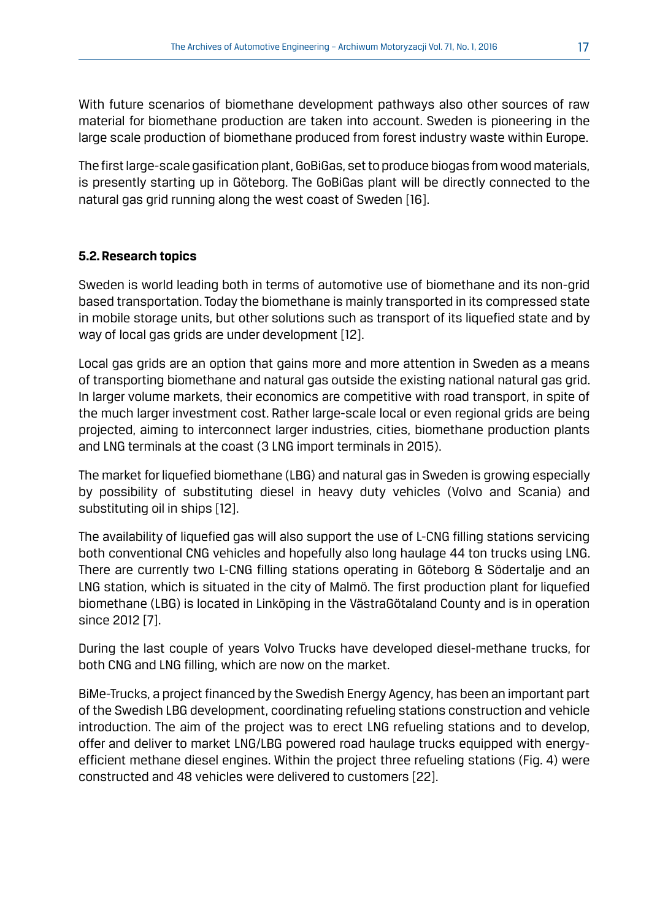With future scenarios of biomethane development pathways also other sources of raw material for biomethane production are taken into account. Sweden is pioneering in the large scale production of biomethane produced from forest industry waste within Europe.

The first large-scale gasification plant, GoBiGas, set to produce biogas from wood materials, is presently starting up in Göteborg. The GoBiGas plant will be directly connected to the natural gas grid running along the west coast of Sweden [16].

### 5.2. Research topics

Sweden is world leading both in terms of automotive use of biomethane and its non-grid based transportation. Today the biomethane is mainly transported in its compressed state in mobile storage units, but other solutions such as transport of its liquefied state and by way of local gas grids are under development [12].

Local gas grids are an option that gains more and more attention in Sweden as a means of transporting biomethane and natural gas outside the existing national natural gas grid. In larger volume markets, their economics are competitive with road transport, in spite of the much larger investment cost. Rather large-scale local or even regional grids are being projected, aiming to interconnect larger industries, cities, biomethane production plants and LNG terminals at the coast (3 LNG import terminals in 2015).

The market for liquefied biomethane (LBG) and natural gas in Sweden is growing especially by possibility of substituting diesel in heavy duty vehicles (Volvo and Scania) and substituting oil in ships [12].

The availability of liquefied gas will also support the use of L-CNG filling stations servicing both conventional CNG vehicles and hopefully also long haulage 44 ton trucks using LNG. There are currently two L-CNG filling stations operating in Göteborg & Södertalje and an LNG station, which is situated in the city of Malmö. The first production plant for liquefied biomethane (LBG) is located in Linköping in the VästraGötaland County and is in operation since 2012 [7].

During the last couple of years Volvo Trucks have developed diesel-methane trucks, for both CNG and LNG filling, which are now on the market.

BiMe-Trucks, a project financed by the Swedish Energy Agency, has been an important part of the Swedish LBG development, coordinating refueling stations construction and vehicle introduction. The aim of the project was to erect LNG refueling stations and to develop, offer and deliver to market LNG/LBG powered road haulage trucks equipped with energy-efficient methane diesel engines. Within the project three refueling stations (Fig. 4) were constructed and 48 vehicles were delivered to customers [22].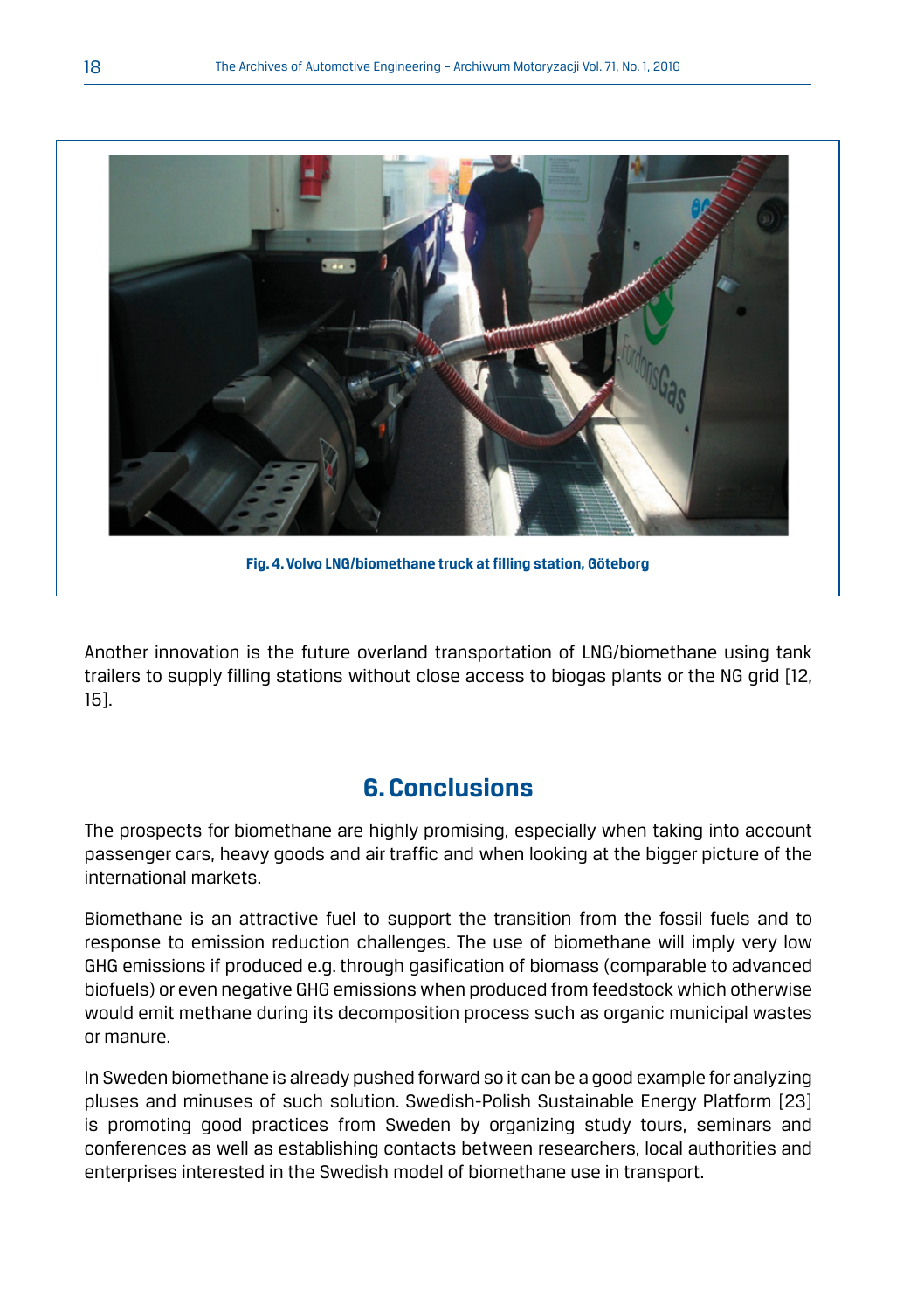Fig. 4. Volvo LNG/biomethane truck at filling station, Göteborg

Another innovation is the future overland transportation of LNG/biomethane using tank trailers to supply filling stations without close access to biogas plants or the NG grid [12, 15].

## 6. Conclusions

The prospects for biomethane are highly promising, especially when taking into account passenger cars, heavy goods and air traffic and when looking at the bigger picture of the international markets.

Biomethane is an attractive fuel to support the transition from the fossil fuels and to response to emission reduction challenges. The use of biomethane will imply very low GHG emissions if produced e.g. through gasification of biomass (comparable to advanced biofuels) or even negative GHG emissions when produced from feedstock which otherwise would emit methane during its decomposition process such as organic municipal wastes or manure.

In Sweden biomethane is already pushed forward so it can be a good example for analyzing pluses and minuses of such solution. Swedish-Polish Sustainable Energy Platform [23] is promoting good practices from Sweden by organizing study tours, seminars and conferences as well as establishing contacts between researchers, local authorities and enterprises interested in the Swedish model of biomethane use in transport.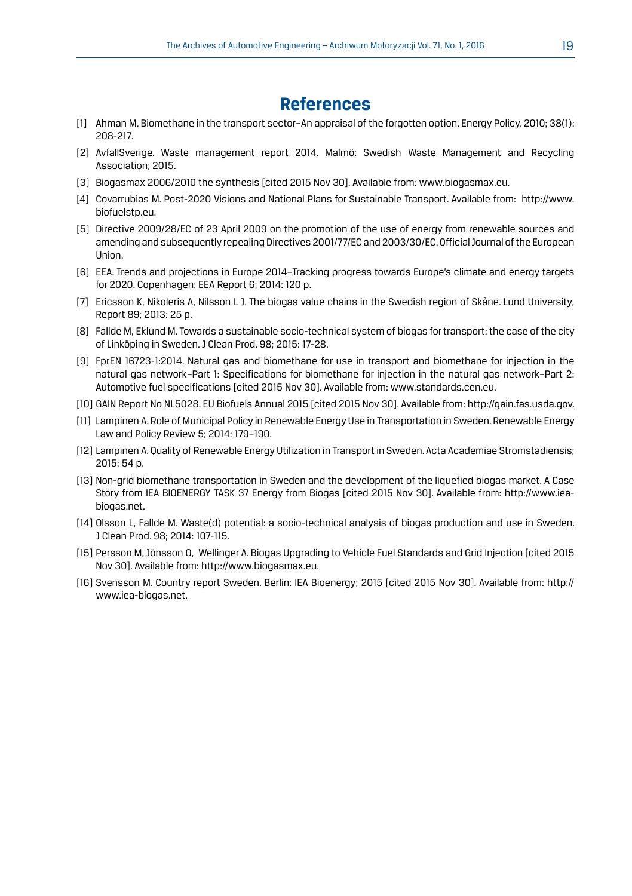# References

[1] Ahman M. Biomethane in the transport sector–An appraisal of the forgotten option. Energy Policy. 2010; 38(1): 208-217.

[2] AvfallSverige. Waste management report 2014. Malmö: Swedish Waste Management and Recycling Association; 2015.

[3] Biogasmax 2006/2010 the synthesis [cited 2015 Nov 30]. Available from: www.biogasmax.eu.

[4] Covarrubias M. Post-2020 Visions and National Plans for Sustainable Transport. Available from: http://www.biofuelstp.eu.

[5] Directive 2009/28/EC of 23 April 2009 on the promotion of the use of energy from renewable sources and amending and subsequently repealing Directives 2001/77/EC and 2003/30/EC. Official Journal of the European Union.

[6] EEA. Trends and projections in Europe 2014–Tracking progress towards Europe's climate and energy targets for 2020. Copenhagen: EEA Report 6; 2014: 120 p.

[7] Ericsson K, Nikoleris A, Nilsson L J. The biogas value chains in the Swedish region of Skåne. Lund University, Report 89; 2013: 25 p.

[8] Fallde M, Eklund M. Towards a sustainable socio-technical system of biogas for transport: the case of the city of Linköping in Sweden. J Clean Prod. 98; 2015: 17-28.

[9] FprEN 16723-1:2014. Natural gas and biomethane for use in transport and biomethane for injection in the natural gas network–Part 1: Specifications for biomethane for injection in the natural gas network–Part 2: Automotive fuel specifications [cited 2015 Nov 30]. Available from: www.standards.cen.eu.

[10] GAIN Report No NL5028. EU Biofuels Annual 2015 [cited 2015 Nov 30]. Available from: http://gain.fas.usda.gov.

[11] Lampinen A. Role of Municipal Policy in Renewable Energy Use in Transportation in Sweden. Renewable Energy Law and Policy Review 5; 2014: 179–190.

[12] Lampinen A. Quality of Renewable Energy Utilization in Transport in Sweden. Acta Academiae Stromstadiensis; 2015: 54 p.

[13] Non-grid biomethane transportation in Sweden and the development of the liquefied biogas market. A Case Story from IEA BIOENERGY TASK 37 Energy from Biogas [cited 2015 Nov 30]. Available from: http://www.iea-biogas.net.

[14] Olsson L, Fallde M. Waste(d) potential: a socio-technical analysis of biogas production and use in Sweden. J Clean Prod. 98; 2014: 107-115.

[15] Persson M, Jönsson O, Wellinger A. Biogas Upgrading to Vehicle Fuel Standards and Grid Injection [cited 2015 Nov 30]. Available from: http://www.biogasmax.eu.

[16] Svensson M. Country report Sweden. Berlin: IEA Bioenergy; 2015 [cited 2015 Nov 30]. Available from: http://www.iea-biogas.net.